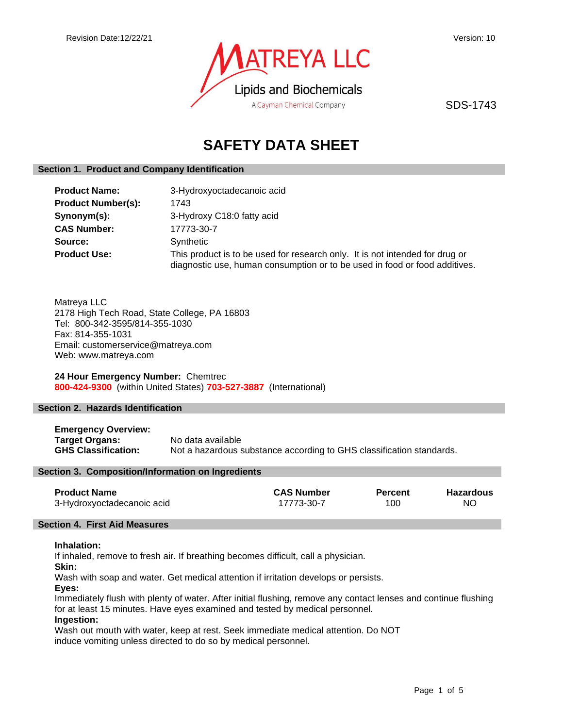Revision Date:12/22/21

Version: 10

MATREYA LLC
Lipids and Biochemicals
A Cayman Chemical Company

SDS-1743

# SAFETY DATA SHEET

## Section 1. Product and Company Identification

**Product Name:** 3-Hydroxyoctadecanoic acid
**Product Number(s):** 1743
**Synonym(s):** 3-Hydroxy C18:0 fatty acid
**CAS Number:** 17773-30-7
**Source:** Synthetic
**Product Use:** This product is to be used for research only. It is not intended for drug or diagnostic use, human consumption or to be used in food or food additives.

Matreya LLC
2178 High Tech Road, State College, PA 16803
Tel: 800-342-3595/814-355-1030
Fax: 814-355-1031
Email: customerservice@matreya.com
Web: www.matreya.com

**24 Hour Emergency Number:** Chemtrec
**800-424-9300** (within United States) **703-527-3887** (International)

## Section 2. Hazards Identification

**Emergency Overview:**
**Target Organs:** No data available
**GHS Classification:** Not a hazardous substance according to GHS classification standards.

## Section 3. Composition/Information on Ingredients

| Product Name | CAS Number | Percent | Hazardous |
|---|---|---|---|
| 3-Hydroxyoctadecanoic acid | 17773-30-7 | 100 | NO |

## Section 4. First Aid Measures

**Inhalation:**
If inhaled, remove to fresh air. If breathing becomes difficult, call a physician.
**Skin:**
Wash with soap and water. Get medical attention if irritation develops or persists.
**Eyes:**
Immediately flush with plenty of water. After initial flushing, remove any contact lenses and continue flushing for at least 15 minutes. Have eyes examined and tested by medical personnel.
**Ingestion:**
Wash out mouth with water, keep at rest. Seek immediate medical attention. Do NOT induce vomiting unless directed to do so by medical personnel.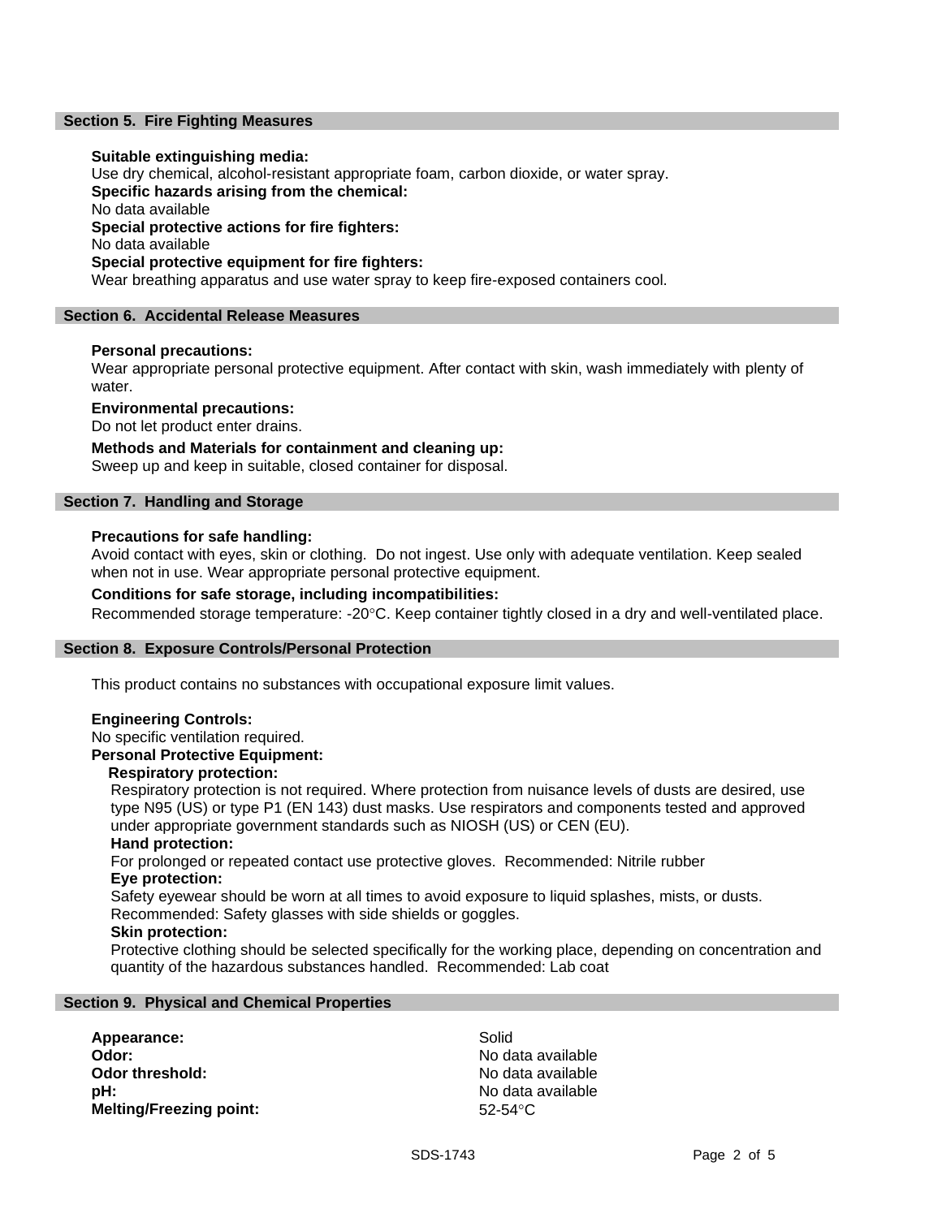## Section 5. Fire Fighting Measures

**Suitable extinguishing media:**
Use dry chemical, alcohol-resistant appropriate foam, carbon dioxide, or water spray.
**Specific hazards arising from the chemical:**
No data available
**Special protective actions for fire fighters:**
No data available
**Special protective equipment for fire fighters:**
Wear breathing apparatus and use water spray to keep fire-exposed containers cool.

## Section 6. Accidental Release Measures

**Personal precautions:**
Wear appropriate personal protective equipment. After contact with skin, wash immediately with plenty of water.

**Environmental precautions:**
Do not let product enter drains.

**Methods and Materials for containment and cleaning up:**
Sweep up and keep in suitable, closed container for disposal.

## Section 7. Handling and Storage

**Precautions for safe handling:**
Avoid contact with eyes, skin or clothing. Do not ingest. Use only with adequate ventilation. Keep sealed when not in use. Wear appropriate personal protective equipment.

**Conditions for safe storage, including incompatibilities:**
Recommended storage temperature: -20°C. Keep container tightly closed in a dry and well-ventilated place.

## Section 8. Exposure Controls/Personal Protection

This product contains no substances with occupational exposure limit values.

**Engineering Controls:**
No specific ventilation required.
**Personal Protective Equipment:**

**Respiratory protection:**
Respiratory protection is not required. Where protection from nuisance levels of dusts are desired, use type N95 (US) or type P1 (EN 143) dust masks. Use respirators and components tested and approved under appropriate government standards such as NIOSH (US) or CEN (EU).

**Hand protection:**
For prolonged or repeated contact use protective gloves. Recommended: Nitrile rubber

**Eye protection:**
Safety eyewear should be worn at all times to avoid exposure to liquid splashes, mists, or dusts. Recommended: Safety glasses with side shields or goggles.

**Skin protection:**
Protective clothing should be selected specifically for the working place, depending on concentration and quantity of the hazardous substances handled. Recommended: Lab coat

## Section 9. Physical and Chemical Properties

| | |
|---|---|
| **Appearance:** | Solid |
| **Odor:** | No data available |
| **Odor threshold:** | No data available |
| **pH:** | No data available |
| **Melting/Freezing point:** | 52-54°C |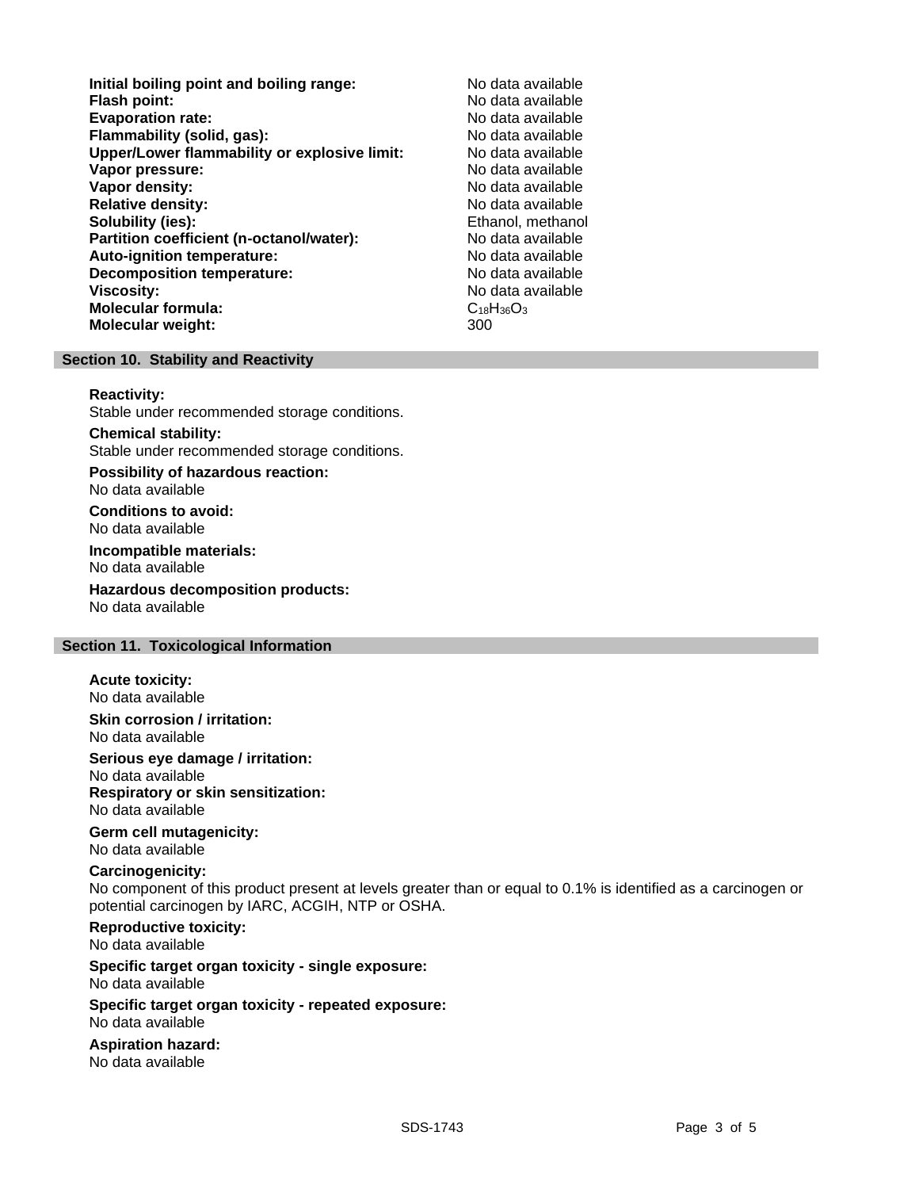**Initial boiling point and boiling range:** No data available
**Flash point:** No data available
**Evaporation rate:** No data available
**Flammability (solid, gas):** No data available
**Upper/Lower flammability or explosive limit:** No data available
**Vapor pressure:** No data available
**Vapor density:** No data available
**Relative density:** No data available
**Solubility (ies):** Ethanol, methanol
**Partition coefficient (n-octanol/water):** No data available
**Auto-ignition temperature:** No data available
**Decomposition temperature:** No data available
**Viscosity:** No data available
**Molecular formula:** $C_{18}H_{36}O_3$
**Molecular weight:** 300

## Section 10. Stability and Reactivity

**Reactivity:**
Stable under recommended storage conditions.

**Chemical stability:**
Stable under recommended storage conditions.

**Possibility of hazardous reaction:**
No data available

**Conditions to avoid:**
No data available

**Incompatible materials:**
No data available

**Hazardous decomposition products:**
No data available

## Section 11. Toxicological Information

**Acute toxicity:**
No data available

**Skin corrosion / irritation:**
No data available

**Serious eye damage / irritation:**
No data available

**Respiratory or skin sensitization:**
No data available

**Germ cell mutagenicity:**
No data available

**Carcinogenicity:**
No component of this product present at levels greater than or equal to 0.1% is identified as a carcinogen or potential carcinogen by IARC, ACGIH, NTP or OSHA.

**Reproductive toxicity:**
No data available

**Specific target organ toxicity - single exposure:**
No data available

**Specific target organ toxicity - repeated exposure:**
No data available

**Aspiration hazard:**
No data available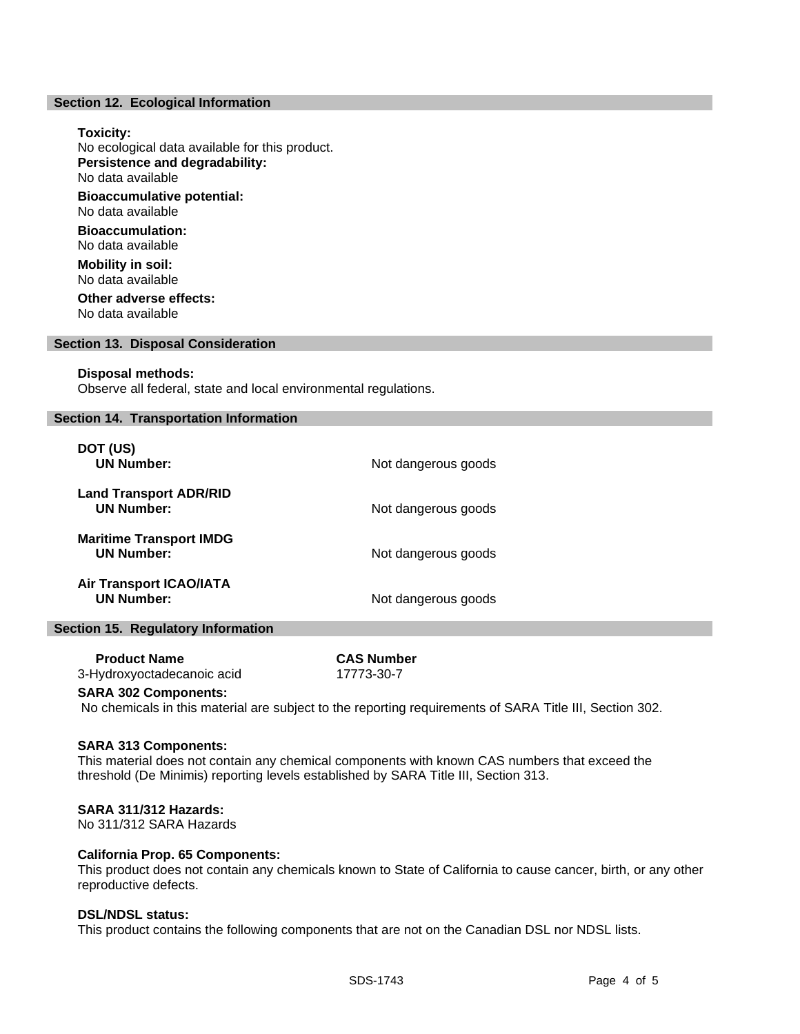## Section 12. Ecological Information

**Toxicity:**
No ecological data available for this product.

**Persistence and degradability:**
No data available

**Bioaccumulative potential:**
No data available

**Bioaccumulation:**
No data available

**Mobility in soil:**
No data available

**Other adverse effects:**
No data available

## Section 13. Disposal Consideration

**Disposal methods:**
Observe all federal, state and local environmental regulations.

## Section 14. Transportation Information

| | |
|---|---|
| **DOT (US)** | |
| **UN Number:** | Not dangerous goods |
| **Land Transport ADR/RID** | |
| **UN Number:** | Not dangerous goods |
| **Maritime Transport IMDG** | |
| **UN Number:** | Not dangerous goods |
| **Air Transport ICAO/IATA** | |
| **UN Number:** | Not dangerous goods |

## Section 15. Regulatory Information

| Product Name | CAS Number |
|---|---|
| 3-Hydroxyoctadecanoic acid | 17773-30-7 |

**SARA 302 Components:**
No chemicals in this material are subject to the reporting requirements of SARA Title III, Section 302.

**SARA 313 Components:**
This material does not contain any chemical components with known CAS numbers that exceed the threshold (De Minimis) reporting levels established by SARA Title III, Section 313.

**SARA 311/312 Hazards:**
No 311/312 SARA Hazards

**California Prop. 65 Components:**
This product does not contain any chemicals known to State of California to cause cancer, birth, or any other reproductive defects.

**DSL/NDSL status:**
This product contains the following components that are not on the Canadian DSL nor NDSL lists.

SDS-1743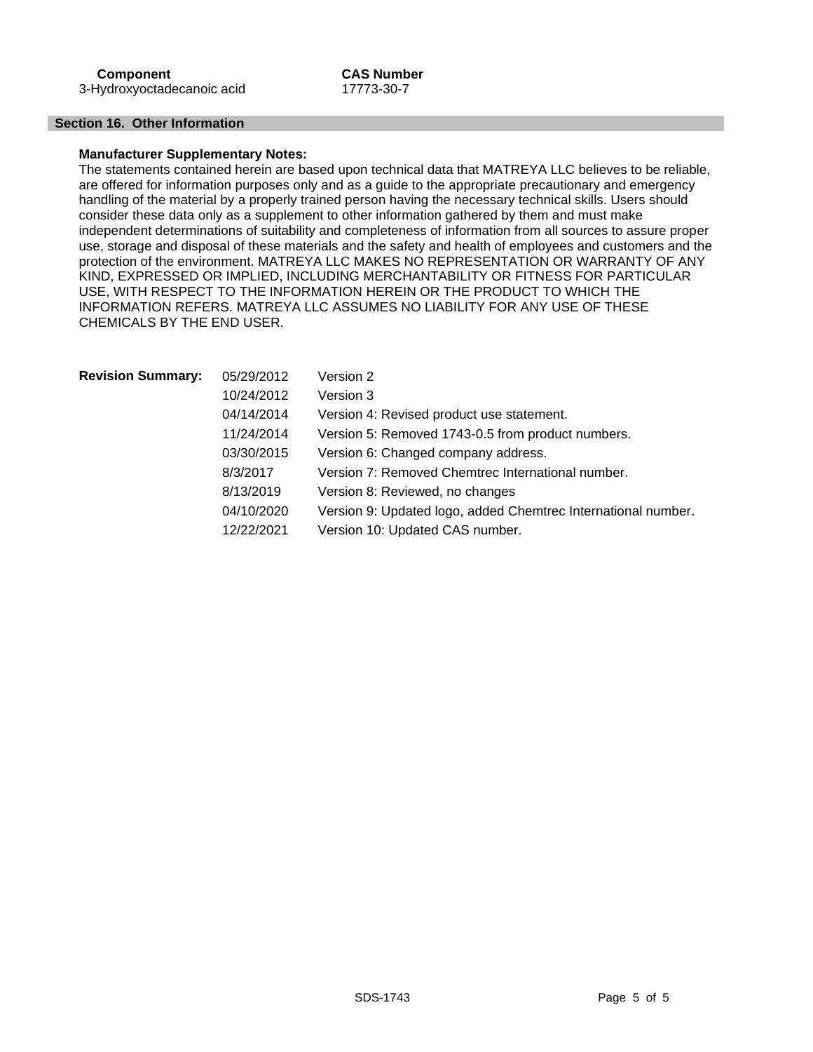| Component | CAS Number |
| --- | --- |
| 3-Hydroxyoctadecanoic acid | 17773-30-7 |

## Section 16. Other Information

**Manufacturer Supplementary Notes:**

The statements contained herein are based upon technical data that MATREYA LLC believes to be reliable, are offered for information purposes only and as a guide to the appropriate precautionary and emergency handling of the material by a properly trained person having the necessary technical skills. Users should consider these data only as a supplement to other information gathered by them and must make independent determinations of suitability and completeness of information from all sources to assure proper use, storage and disposal of these materials and the safety and health of employees and customers and the protection of the environment. MATREYA LLC MAKES NO REPRESENTATION OR WARRANTY OF ANY KIND, EXPRESSED OR IMPLIED, INCLUDING MERCHANTABILITY OR FITNESS FOR PARTICULAR USE, WITH RESPECT TO THE INFORMATION HEREIN OR THE PRODUCT TO WHICH THE INFORMATION REFERS. MATREYA LLC ASSUMES NO LIABILITY FOR ANY USE OF THESE CHEMICALS BY THE END USER.

| | | |
| --- | --- | --- |
| **Revision Summary:** | 05/29/2012 | Version 2 |
| | 10/24/2012 | Version 3 |
| | 04/14/2014 | Version 4: Revised product use statement. |
| | 11/24/2014 | Version 5: Removed 1743-0.5 from product numbers. |
| | 03/30/2015 | Version 6: Changed company address. |
| | 8/3/2017 | Version 7: Removed Chemtrec International number. |
| | 8/13/2019 | Version 8: Reviewed, no changes |
| | 04/10/2020 | Version 9: Updated logo, added Chemtrec International number. |
| | 12/22/2021 | Version 10: Updated CAS number. |

SDS-1743